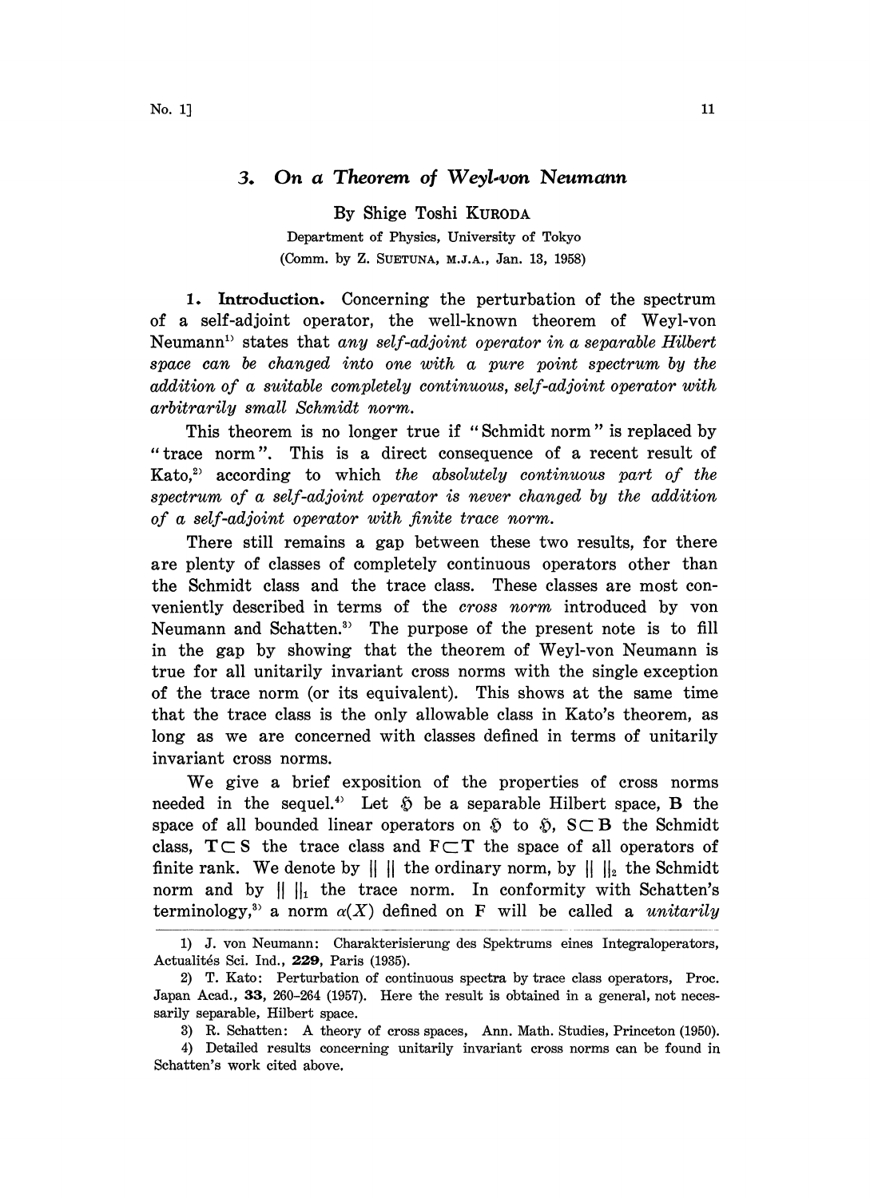## 3. On a Theorem of Weyl-von Neumann

By Shige Toshi KURODA

Department of Physics, University of Tokyo

(Comm. by Z. SUETUNA, M.J.A., Jan. 13, 1958)

**1. Introduction.** Concerning the perturbation of the spectrum of a self-adjoint operator, the well-known theorem of Weyl-von Neumann[1] states that *any self-adjoint operator in a separable Hilbert space can be changed into one with a pure point spectrum by the addition of a suitable completely continuous, self-adjoint operator with arbitrarily small Schmidt norm.*

This theorem is no longer true if "Schmidt norm" is replaced by "trace norm". This is a direct consequence of a recent result of Kato,[2] according to which *the absolutely continuous part of the spectrum of a self-adjoint operator is never changed by the addition of a self-adjoint operator with finite trace norm.*

There still remains a gap between these two results, for there are plenty of classes of completely continuous operators other than the Schmidt class and the trace class. These classes are most conveniently described in terms of the *cross norm* introduced by von Neumann and Schatten.[3] The purpose of the present note is to fill in the gap by showing that the theorem of Weyl-von Neumann is true for all unitarily invariant cross norms with the single exception of the trace norm (or its equivalent). This shows at the same time that the trace class is the only allowable class in Kato's theorem, as long as we are concerned with classes defined in terms of unitarily invariant cross norms.

We give a brief exposition of the properties of cross norms needed in the sequel.[4] Let $\mathfrak{H}$ be a separable Hilbert space, $\mathbf{B}$ the space of all bounded linear operators on $\mathfrak{H}$ to $\mathfrak{H}$, $\mathbf{S}\subset\mathbf{B}$ the Schmidt class, $\mathbf{T}\subset\mathbf{S}$ the trace class and $\mathbf{F}\subset\mathbf{T}$ the space of all operators of finite rank. We denote by $\|\ \|$ the ordinary norm, by $\|\ \|_2$ the Schmidt norm and by $\|\ \|_1$ the trace norm. In conformity with Schatten's terminology,[3] a norm $\alpha(X)$ defined on $\mathbf{F}$ will be called a *unitarily*

---

1) J. von Neumann: Charakterisierung des Spektrums eines Integraloperators, Actualités Sci. Ind., **229**, Paris (1935).

2) T. Kato: Perturbation of continuous spectra by trace class operators, Proc. Japan Acad., **33**, 260-264 (1957). Here the result is obtained in a general, not necessarily separable, Hilbert space.

3) R. Schatten: A theory of cross spaces, Ann. Math. Studies, Princeton (1950).

4) Detailed results concerning unitarily invariant cross norms can be found in Schatten's work cited above.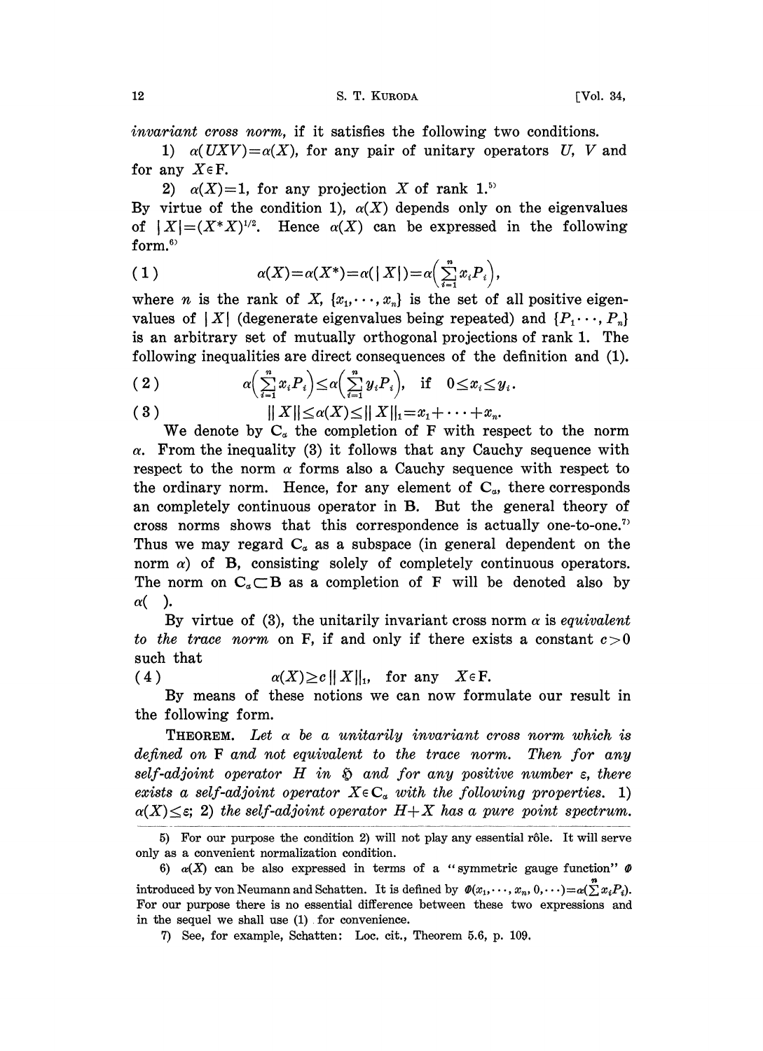*invariant cross norm*, if it satisfies the following two conditions.

1) $\alpha(UXV)=\alpha(X)$, for any pair of unitary operators $U$, $V$ and for any $X \in \mathbf{F}$.

2) $\alpha(X)=1$, for any projection $X$ of rank 1.[5]

By virtue of the condition 1), $\alpha(X)$ depends only on the eigenvalues of $|X|=(X^*X)^{1/2}$. Hence $\alpha(X)$ can be expressed in the following form.[6]

$$(1) \qquad \alpha(X)=\alpha(X^*)=\alpha(|X|)=\alpha\Big(\sum_{i=1}^{n} x_i P_i\Big),$$

where $n$ is the rank of $X$, $\{x_1,\cdots,x_n\}$ is the set of all positive eigenvalues of $|X|$ (degenerate eigenvalues being repeated) and $\{P_1\cdots,P_n\}$ is an arbitrary set of mutually orthogonal projections of rank 1. The following inequalities are direct consequences of the definition and (1).

$$(2) \qquad \alpha\Big(\sum_{i=1}^{n} x_i P_i\Big) \leq \alpha\Big(\sum_{i=1}^{n} y_i P_i\Big), \quad \text{if} \quad 0 \leq x_i \leq y_i.$$

$$(3) \qquad \|X\| \leq \alpha(X) \leq \|X\|_1 = x_1+\cdots+x_n.$$

We denote by $\mathbf{C}_\alpha$ the completion of $\mathbf{F}$ with respect to the norm $\alpha$. From the inequality (3) it follows that any Cauchy sequence with respect to the norm $\alpha$ forms also a Cauchy sequence with respect to the ordinary norm. Hence, for any element of $\mathbf{C}_\alpha$, there corresponds an completely continuous operator in $\mathbf{B}$. But the general theory of cross norms shows that this correspondence is actually one-to-one.[7] Thus we may regard $\mathbf{C}_\alpha$ as a subspace (in general dependent on the norm $\alpha$) of $\mathbf{B}$, consisting solely of completely continuous operators. The norm on $\mathbf{C}_\alpha \subset \mathbf{B}$ as a completion of $\mathbf{F}$ will be denoted also by $\alpha(\ )$.

By virtue of (3), the unitarily invariant cross norm $\alpha$ is *equivalent to the trace norm* on $\mathbf{F}$, if and only if there exists a constant $c>0$ such that

$$(4) \qquad \alpha(X) \geq c\,\|X\|_1, \quad \text{for any} \quad X \in \mathbf{F}.$$

By means of these notions we can now formulate our result in the following form.

**Theorem.** *Let $\alpha$ be a unitarily invariant cross norm which is defined on $\mathbf{F}$ and not equivalent to the trace norm. Then for any self-adjoint operator $H$ in $\mathfrak{H}$ and for any positive number $\varepsilon$, there exists a self-adjoint operator $X \in \mathbf{C}_\alpha$ with the following properties. 1) $\alpha(X) \leq \varepsilon$; 2) the self-adjoint operator $H+X$ has a pure point spectrum.*

---

5) For our purpose the condition 2) will not play any essential rôle. It will serve only as a convenient normalization condition.

6) $\alpha(X)$ can be also expressed in terms of a "symmetric gauge function" $\Phi$ introduced by von Neumann and Schatten. It is defined by $\Phi(x_1,\cdots,x_n,0,\cdots)=\alpha(\sum^n x_i P_i)$. For our purpose there is no essential difference between these two expressions and in the sequel we shall use (1) for convenience.

7) See, for example, Schatten: Loc. cit., Theorem 5.6, p. 109.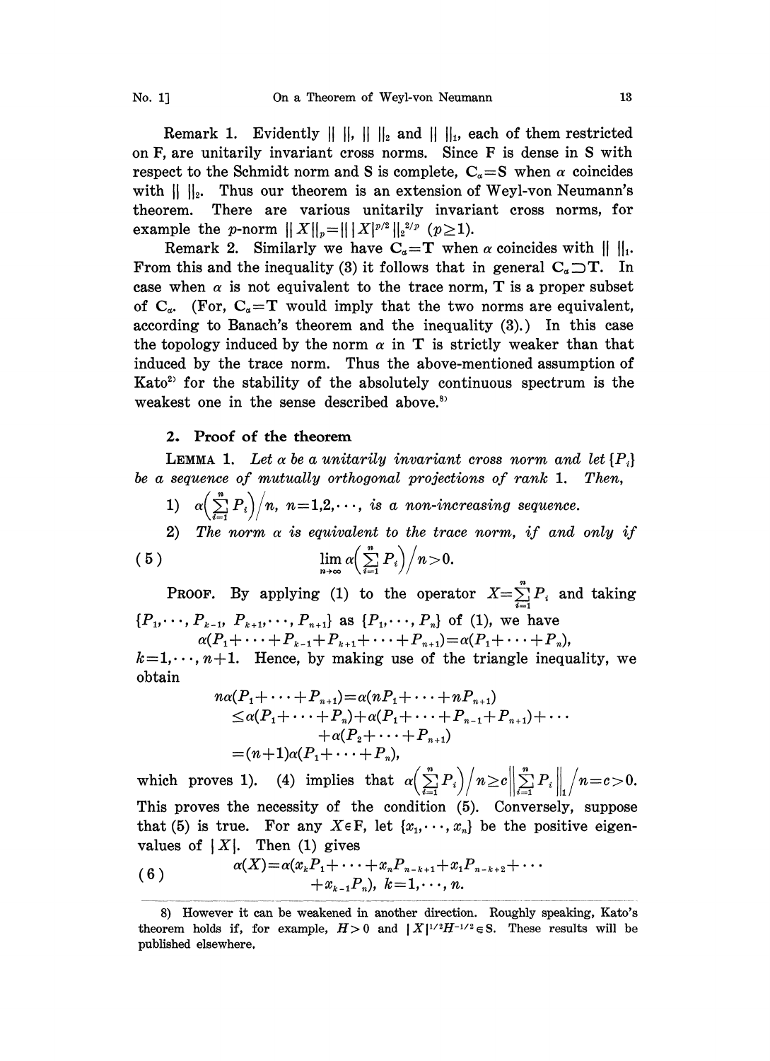Remark 1. Evidently $\| \ \|$, $\| \ \|_2$ and $\| \ \|_1$, each of them restricted on F, are unitarily invariant cross norms. Since F is dense in S with respect to the Schmidt norm and S is complete, $\mathbf{C}_\alpha = \mathbf{S}$ when $\alpha$ coincides with $\| \ \|_2$. Thus our theorem is an extension of Weyl-von Neumann's theorem. There are various unitarily invariant cross norms, for example the $p$-norm $\| X \|_p = \| |X|^{p/2} \|_2^{2/p}$ $(p \geq 1)$.

Remark 2. Similarly we have $\mathbf{C}_\alpha = \mathbf{T}$ when $\alpha$ coincides with $\| \ \|_1$. From this and the inequality (3) it follows that in general $\mathbf{C}_\alpha \supset \mathbf{T}$. In case when $\alpha$ is not equivalent to the trace norm, $\mathbf{T}$ is a proper subset of $\mathbf{C}_\alpha$. (For, $\mathbf{C}_\alpha = \mathbf{T}$ would imply that the two norms are equivalent, according to Banach's theorem and the inequality (3).) In this case the topology induced by the norm $\alpha$ in $\mathbf{T}$ is strictly weaker than that induced by the trace norm. Thus the above-mentioned assumption of Kato[2] for the stability of the absolutely continuous spectrum is the weakest one in the sense described above.[8]

## 2. Proof of the theorem

LEMMA 1. *Let $\alpha$ be a unitarily invariant cross norm and let $\{P_i\}$ be a sequence of mutually orthogonal projections of rank* 1. *Then,*

1) $\alpha\left(\sum_{i=1}^{n} P_i\right)\Big/ n$, $n=1,2,\cdots$, *is a non-increasing sequence.*

2) *The norm $\alpha$ is equivalent to the trace norm, if and only if*

$$\lim_{n\to\infty} \alpha\left(\sum_{i=1}^{n} P_i\right)\Big/ n > 0. \tag{5}$$

PROOF. By applying (1) to the operator $X = \sum_{i=1}^{n} P_i$ and taking $\{P_1, \cdots, P_{k-1}, P_{k+1}, \cdots, P_{n+1}\}$ as $\{P_1, \cdots, P_n\}$ of (1), we have

$$\alpha(P_1 + \cdots + P_{k-1} + P_{k+1} + \cdots + P_{n+1}) = \alpha(P_1 + \cdots + P_n),$$

$k = 1, \cdots, n+1$. Hence, by making use of the triangle inequality, we obtain

$$\begin{aligned} n\alpha(P_1 + \cdots + P_{n+1}) &= \alpha(nP_1 + \cdots + nP_{n+1}) \\ &\leq \alpha(P_1 + \cdots + P_n) + \alpha(P_1 + \cdots + P_{n-1} + P_{n+1}) + \cdots \\ &\quad + \alpha(P_2 + \cdots + P_{n+1}) \\ &= (n+1)\alpha(P_1 + \cdots + P_n), \end{aligned}$$

which proves 1). (4) implies that $\alpha\left(\sum_{i=1}^{n} P_i\right)\Big/ n \geq c \left\| \sum_{i=1}^{n} P_i \right\|_1 \Big/ n = c > 0$. This proves the necessity of the condition (5). Conversely, suppose that (5) is true. For any $X \in \mathrm{F}$, let $\{x_1, \cdots, x_n\}$ be the positive eigenvalues of $|X|$. Then (1) gives

$$\begin{aligned} \alpha(X) = \alpha(&x_k P_1 + \cdots + x_n P_{n-k+1} + x_1 P_{n-k+2} + \cdots \\ &+ x_{k-1} P_n), \ k = 1, \cdots, n. \end{aligned} \tag{6}$$

---

8) However it can be weakened in another direction. Roughly speaking, Kato's theorem holds if, for example, $H > 0$ and $|X|^{1/2} H^{-1/2} \in \mathbf{S}$. These results will be published elsewhere.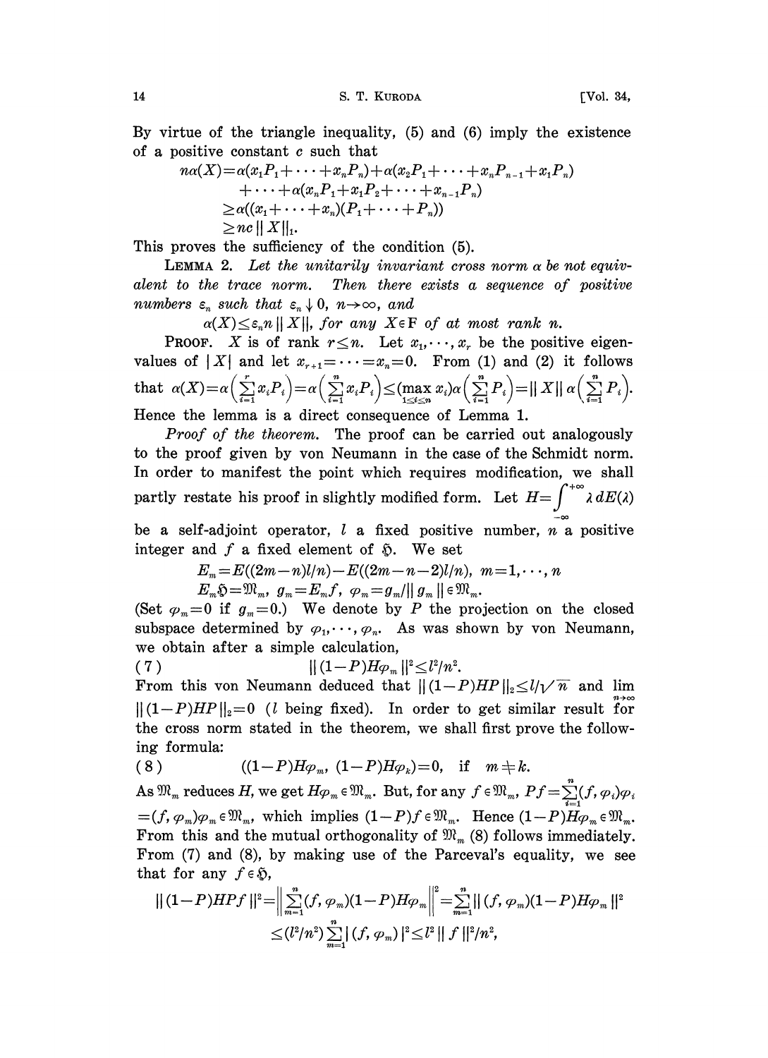By virtue of the triangle inequality, (5) and (6) imply the existence of a positive constant $c$ such that

$$
\begin{aligned}
n\alpha(X) &= \alpha(x_1P_1 + \cdots + x_nP_n) + \alpha(x_2P_1 + \cdots + x_nP_{n-1} + x_1P_n) \\
&\quad + \cdots + \alpha(x_nP_1 + x_1P_2 + \cdots + x_{n-1}P_n) \\
&\geq \alpha((x_1 + \cdots + x_n)(P_1 + \cdots + P_n)) \\
&\geq nc \, \| X \|_1.
\end{aligned}
$$

This proves the sufficiency of the condition (5).

**Lemma 2.** *Let the unitarily invariant cross norm $\alpha$ be not equivalent to the trace norm. Then there exists a sequence of positive numbers $\varepsilon_n$ such that $\varepsilon_n \downarrow 0$, $n \to \infty$, and*

$$\alpha(X) \leq \varepsilon_n n \, \| X \|, \text{ for any } X \in \mathrm{F} \text{ of at most rank } n.$$

**Proof.** $X$ is of rank $r \leq n$. Let $x_1, \cdots, x_r$ be the positive eigenvalues of $|X|$ and let $x_{r+1} = \cdots = x_n = 0$. From (1) and (2) it follows that $\alpha(X) = \alpha\left(\sum_{i=1}^{r} x_i P_i\right) = \alpha\left(\sum_{i=1}^{n} x_i P_i\right) \leq (\max_{1 \leq i \leq n} x_i) \alpha\left(\sum_{i=1}^{n} P_i\right) = \| X \| \, \alpha\left(\sum_{i=1}^{n} P_i\right)$. Hence the lemma is a direct consequence of Lemma 1.

*Proof of the theorem.* The proof can be carried out analogously to the proof given by von Neumann in the case of the Schmidt norm. In order to manifest the point which requires modification, we shall partly restate his proof in slightly modified form. Let $H = \int_{-\infty}^{+\infty} \lambda \, dE(\lambda)$ be a self-adjoint operator, $l$ a fixed positive number, $n$ a positive integer and $f$ a fixed element of $\mathfrak{H}$. We set

$$E_m = E((2m-n)l/n) - E((2m-n-2)l/n), \quad m = 1, \cdots, n$$

$$E_m \mathfrak{H} = \mathfrak{M}_m, \quad g_m = E_m f, \quad \varphi_m = g_m / \| g_m \| \in \mathfrak{M}_m.$$

(Set $\varphi_m = 0$ if $g_m = 0$.) We denote by $P$ the projection on the closed subspace determined by $\varphi_1, \cdots, \varphi_n$. As was shown by von Neumann, we obtain after a simple calculation,

$$\| (1-P) H \varphi_m \|^2 \leq l^2/n^2. \tag{7}$$

From this von Neumann deduced that $\| (1-P)HP \|_2 \leq l/\sqrt{n}$ and $\lim_{n \to \infty} \| (1-P)HP \|_2 = 0$ ($l$ being fixed). In order to get similar result for the cross norm stated in the theorem, we shall first prove the following formula:

$$((1-P)H\varphi_m, (1-P)H\varphi_k) = 0, \quad \text{if} \quad m \neq k. \tag{8}$$

As $\mathfrak{M}_m$ reduces $H$, we get $H\varphi_m \in \mathfrak{M}_m$. But, for any $f \in \mathfrak{M}_m$, $Pf = \sum_{i=1}^{n} (f, \varphi_i) \varphi_i = (f, \varphi_m) \varphi_m \in \mathfrak{M}_m$, which implies $(1-P)f \in \mathfrak{M}_m$. Hence $(1-P)H\varphi_m \in \mathfrak{M}_m$. From this and the mutual orthogonality of $\mathfrak{M}_m$ (8) follows immediately. From (7) and (8), by making use of the Parceval's equality, we see that for any $f \in \mathfrak{H}$,

$$
\begin{aligned}
\| (1-P)HPf \|^2 &= \left\| \sum_{m=1}^{n} (f, \varphi_m)(1-P)H\varphi_m \right\|^2 = \sum_{m=1}^{n} \| (f, \varphi_m)(1-P)H\varphi_m \|^2 \\
&\leq (l^2/n^2) \sum_{m=1}^{n} |(f, \varphi_m)|^2 \leq l^2 \| f \|^2 / n^2,
\end{aligned}
$$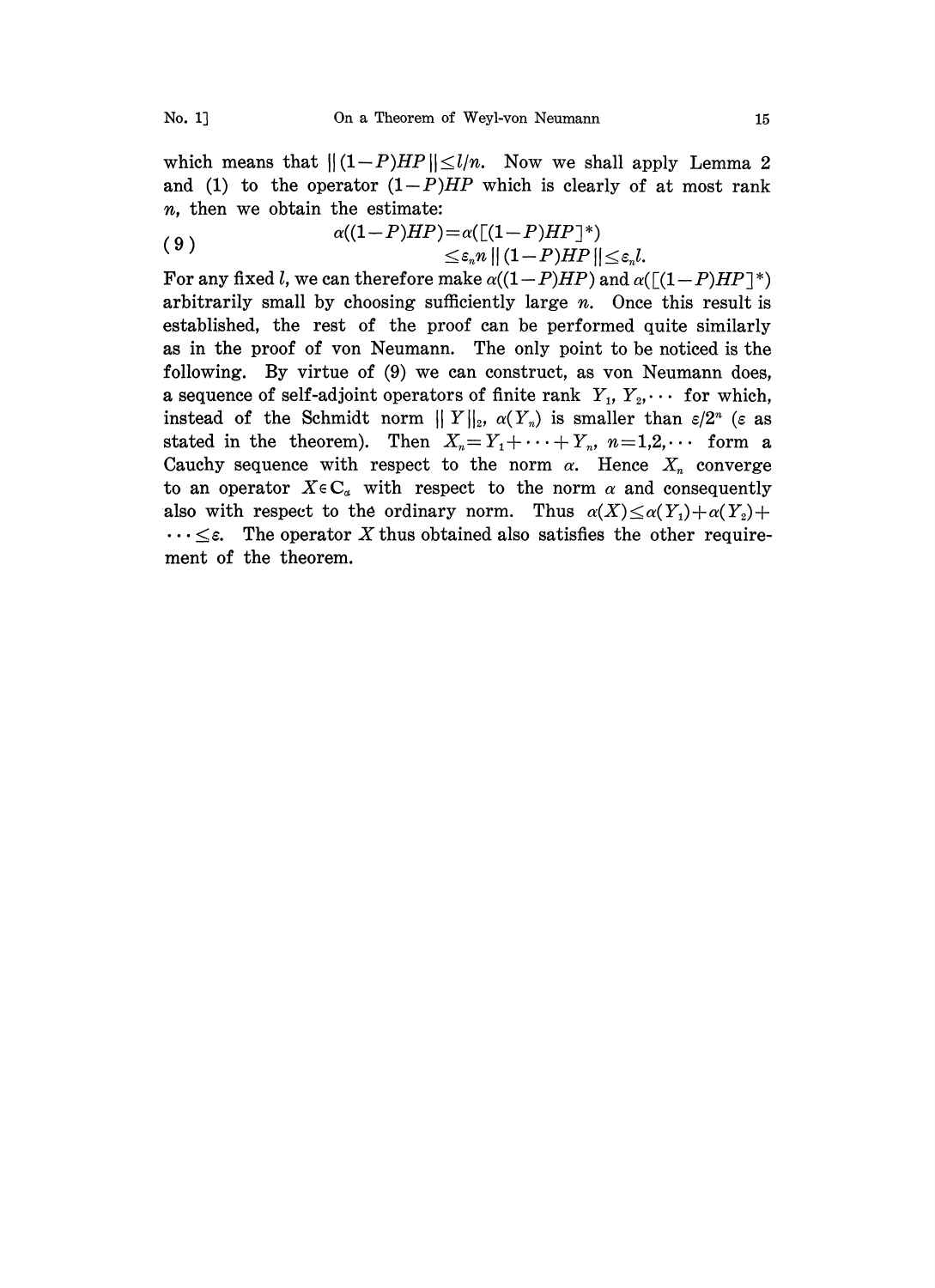which means that $\|(1-P)HP\| \leq l/n$. Now we shall apply Lemma 2 and (1) to the operator $(1-P)HP$ which is clearly of at most rank $n$, then we obtain the estimate:

$$
\begin{aligned}
\alpha((1-P)HP) &= \alpha([(1-P)HP]^*) \\
&\leq \varepsilon_n n \, \|(1-P)HP\| \leq \varepsilon_n l.
\end{aligned} \tag{9}
$$

For any fixed $l$, we can therefore make $\alpha((1-P)HP)$ and $\alpha([(1-P)HP]^*)$ arbitrarily small by choosing sufficiently large $n$. Once this result is established, the rest of the proof can be performed quite similarly as in the proof of von Neumann. The only point to be noticed is the following. By virtue of (9) we can construct, as von Neumann does, a sequence of self-adjoint operators of finite rank $Y_1, Y_2, \cdots$ for which, instead of the Schmidt norm $\|Y\|_2$, $\alpha(Y_n)$ is smaller than $\varepsilon/2^n$ ($\varepsilon$ as stated in the theorem). Then $X_n = Y_1 + \cdots + Y_n$, $n = 1, 2, \cdots$ form a Cauchy sequence with respect to the norm $\alpha$. Hence $X_n$ converge to an operator $X \in \mathbf{C}_\alpha$ with respect to the norm $\alpha$ and consequently also with respect to the ordinary norm. Thus $\alpha(X) \leq \alpha(Y_1) + \alpha(Y_2) + \cdots \leq \varepsilon$. The operator $X$ thus obtained also satisfies the other requirement of the theorem.